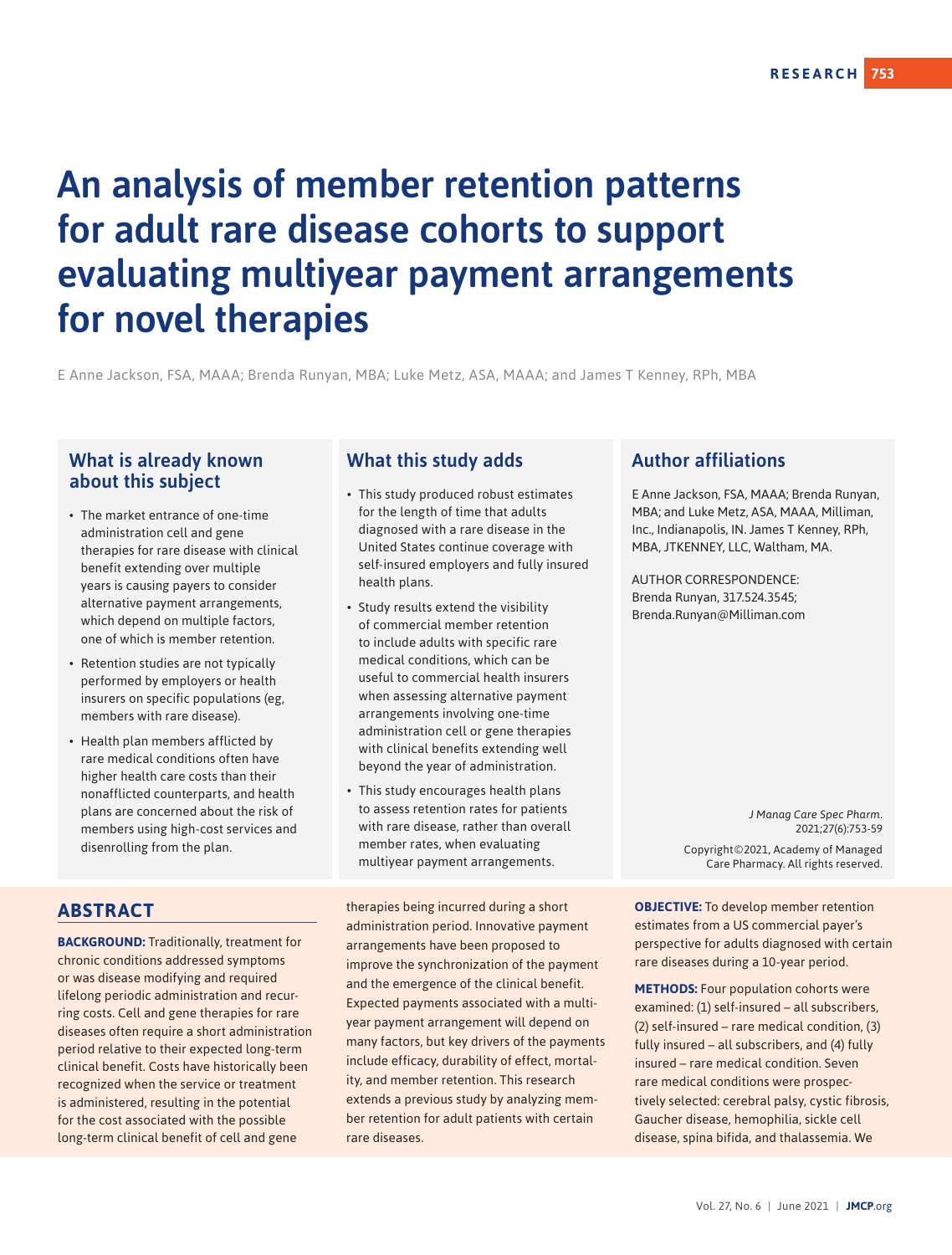# An analysis of member retention patterns for adult rare disease cohorts to support evaluating multiyear payment arrangements for novel therapies

E Anne Jackson, FSA, MAAA; Brenda Runyan, MBA; Luke Metz, ASA, MAAA; and James T Kenney, RPh, MBA

## What is already known about this subject

- The market entrance of one-time administration cell and gene therapies for rare disease with clinical benefit extending over multiple years is causing payers to consider alternative payment arrangements, which depend on multiple factors, one of which is member retention.
- Retention studies are not typically performed by employers or health insurers on specific populations (eg, members with rare disease).
- Health plan members afflicted by rare medical conditions often have higher health care costs than their nonafflicted counterparts, and health plans are concerned about the risk of members using high-cost services and disenrolling from the plan.

## What this study adds

- This study produced robust estimates for the length of time that adults diagnosed with a rare disease in the United States continue coverage with self-insured employers and fully insured health plans.
- Study results extend the visibility of commercial member retention to include adults with specific rare medical conditions, which can be useful to commercial health insurers when assessing alternative payment arrangements involving one-time administration cell or gene therapies with clinical benefits extending well beyond the year of administration.
- This study encourages health plans to assess retention rates for patients with rare disease, rather than overall member rates, when evaluating multiyear payment arrangements.

## Author affiliations

E Anne Jackson, FSA, MAAA; Brenda Runyan, MBA; and Luke Metz, ASA, MAAA, Milliman, Inc., Indianapolis, IN. James T Kenney, RPh, MBA, JTKENNEY, LLC, Waltham, MA.

AUTHOR CORRESPONDENCE: Brenda Runyan, 317.524.3545; Brenda.Runyan@Milliman.com

*J Manag Care Spec Pharm.* 2021;27(6):753-59

Copyright©2021, Academy of Managed Care Pharmacy. All rights reserved.

## ABSTRACT

**BACKGROUND:** Traditionally, treatment for chronic conditions addressed symptoms or was disease modifying and required lifelong periodic administration and recurring costs. Cell and gene therapies for rare diseases often require a short administration period relative to their expected long-term clinical benefit. Costs have historically been recognized when the service or treatment is administered, resulting in the potential for the cost associated with the possible long-term clinical benefit of cell and gene therapies being incurred during a short administration period. Innovative payment arrangements have been proposed to improve the synchronization of the payment and the emergence of the clinical benefit. Expected payments associated with a multiyear payment arrangement will depend on many factors, but key drivers of the payments include efficacy, durability of effect, mortality, and member retention. This research extends a previous study by analyzing member retention for adult patients with certain rare diseases.

**OBJECTIVE:** To develop member retention estimates from a US commercial payer's perspective for adults diagnosed with certain rare diseases during a 10-year period.

**METHODS:** Four population cohorts were examined: (1) self-insured – all subscribers, (2) self-insured – rare medical condition, (3) fully insured – all subscribers, and (4) fully insured – rare medical condition. Seven rare medical conditions were prospectively selected: cerebral palsy, cystic fibrosis, Gaucher disease, hemophilia, sickle cell disease, spina bifida, and thalassemia. We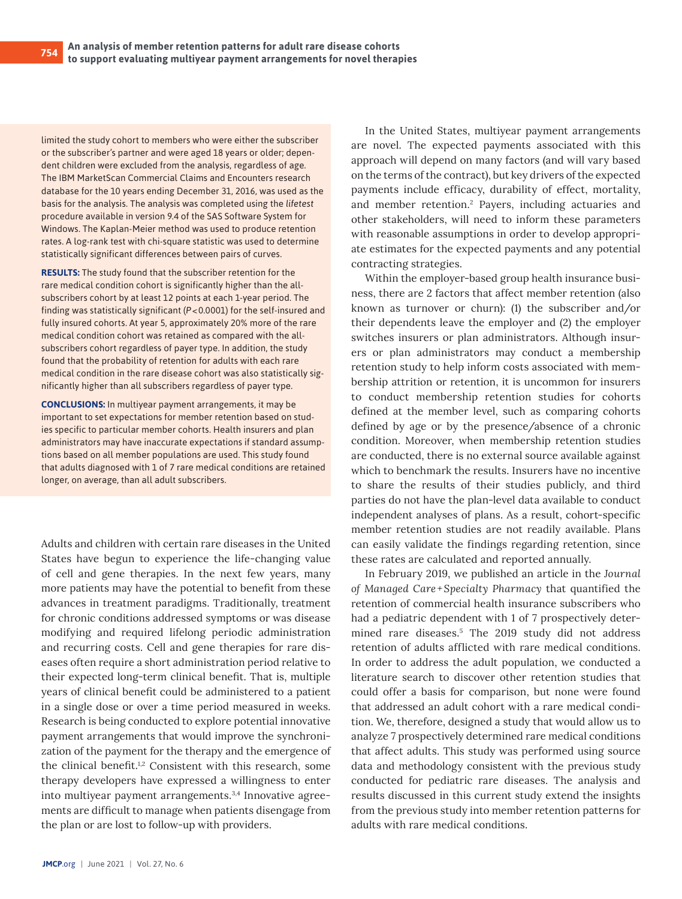limited the study cohort to members who were either the subscriber or the subscriber's partner and were aged 18 years or older; dependent children were excluded from the analysis, regardless of age. The IBM MarketScan Commercial Claims and Encounters research database for the 10 years ending December 31, 2016, was used as the basis for the analysis. The analysis was completed using the *lifetest* procedure available in version 9.4 of the SAS Software System for Windows. The Kaplan-Meier method was used to produce retention rates. A log-rank test with chi-square statistic was used to determine statistically significant differences between pairs of curves.

**RESULTS:** The study found that the subscriber retention for the rare medical condition cohort is significantly higher than the all-subscribers cohort by at least 12 points at each 1-year period. The finding was statistically significant ($P<0.0001$) for the self-insured and fully insured cohorts. At year 5, approximately 20% more of the rare medical condition cohort was retained as compared with the all-subscribers cohort regardless of payer type. In addition, the study found that the probability of retention for adults with each rare medical condition in the rare disease cohort was also statistically significantly higher than all subscribers regardless of payer type.

**CONCLUSIONS:** In multiyear payment arrangements, it may be important to set expectations for member retention based on studies specific to particular member cohorts. Health insurers and plan administrators may have inaccurate expectations if standard assumptions based on all member populations are used. This study found that adults diagnosed with 1 of 7 rare medical conditions are retained longer, on average, than all adult subscribers.

Adults and children with certain rare diseases in the United States have begun to experience the life-changing value of cell and gene therapies. In the next few years, many more patients may have the potential to benefit from these advances in treatment paradigms. Traditionally, treatment for chronic conditions addressed symptoms or was disease modifying and required lifelong periodic administration and recurring costs. Cell and gene therapies for rare diseases often require a short administration period relative to their expected long-term clinical benefit. That is, multiple years of clinical benefit could be administered to a patient in a single dose or over a time period measured in weeks. Research is being conducted to explore potential innovative payment arrangements that would improve the synchronization of the payment for the therapy and the emergence of the clinical benefit.[1,2] Consistent with this research, some therapy developers have expressed a willingness to enter into multiyear payment arrangements.[3,4] Innovative agreements are difficult to manage when patients disengage from the plan or are lost to follow-up with providers.

In the United States, multiyear payment arrangements are novel. The expected payments associated with this approach will depend on many factors (and will vary based on the terms of the contract), but key drivers of the expected payments include efficacy, durability of effect, mortality, and member retention.[2] Payers, including actuaries and other stakeholders, will need to inform these parameters with reasonable assumptions in order to develop appropriate estimates for the expected payments and any potential contracting strategies.

Within the employer-based group health insurance business, there are 2 factors that affect member retention (also known as turnover or churn): (1) the subscriber and/or their dependents leave the employer and (2) the employer switches insurers or plan administrators. Although insurers or plan administrators may conduct a membership retention study to help inform costs associated with membership attrition or retention, it is uncommon for insurers to conduct membership retention studies for cohorts defined at the member level, such as comparing cohorts defined by age or by the presence/absence of a chronic condition. Moreover, when membership retention studies are conducted, there is no external source available against which to benchmark the results. Insurers have no incentive to share the results of their studies publicly, and third parties do not have the plan-level data available to conduct independent analyses of plans. As a result, cohort-specific member retention studies are not readily available. Plans can easily validate the findings regarding retention, since these rates are calculated and reported annually.

In February 2019, we published an article in the *Journal of Managed Care+Specialty Pharmacy* that quantified the retention of commercial health insurance subscribers who had a pediatric dependent with 1 of 7 prospectively determined rare diseases.[5] The 2019 study did not address retention of adults afflicted with rare medical conditions. In order to address the adult population, we conducted a literature search to discover other retention studies that could offer a basis for comparison, but none were found that addressed an adult cohort with a rare medical condition. We, therefore, designed a study that would allow us to analyze 7 prospectively determined rare medical conditions that affect adults. This study was performed using source data and methodology consistent with the previous study conducted for pediatric rare diseases. The analysis and results discussed in this current study extend the insights from the previous study into member retention patterns for adults with rare medical conditions.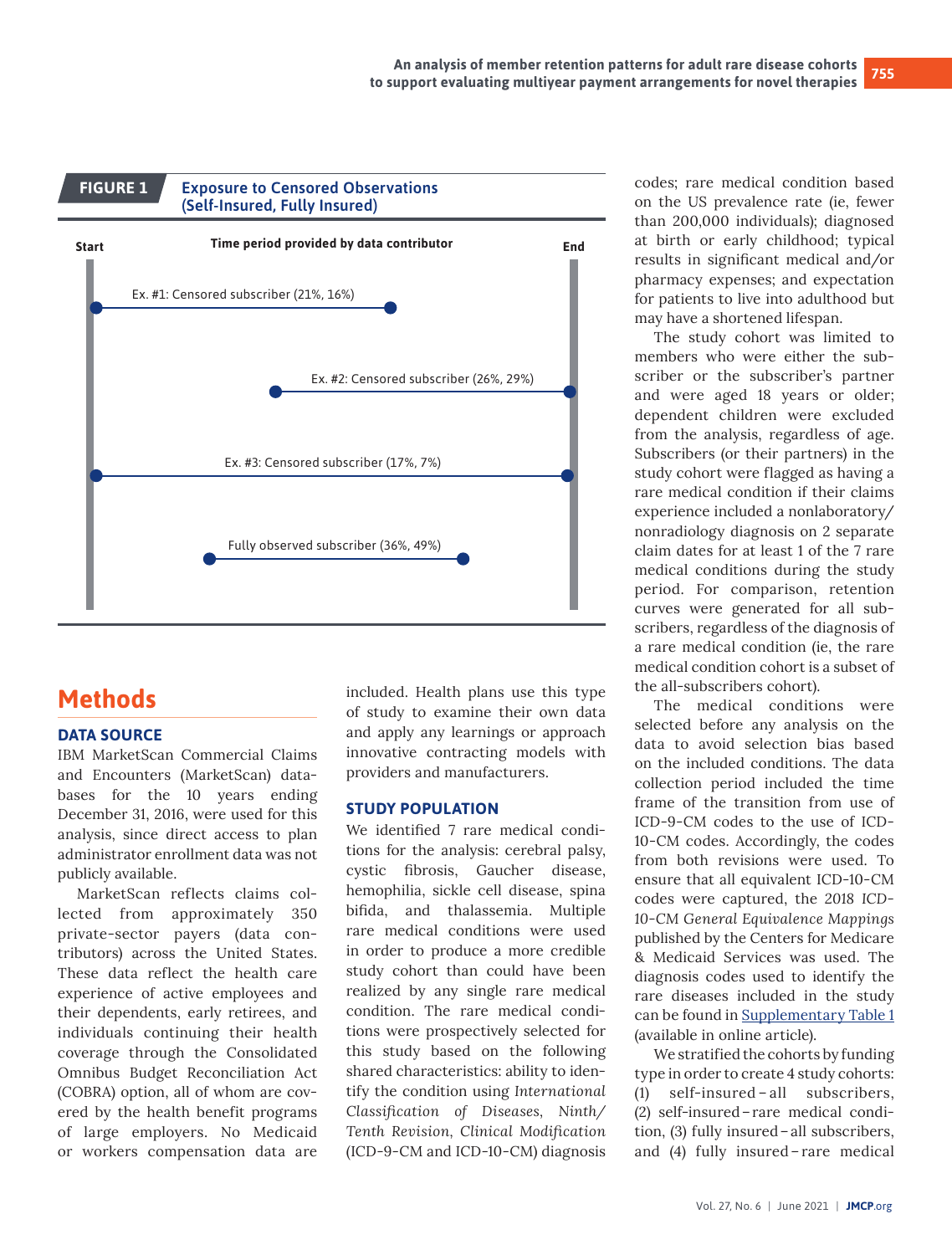**FIGURE 1** Exposure to Censored Observations (Self-Insured, Fully Insured)

Start | Time period provided by data contributor | End

Ex. #1: Censored subscriber (21%, 16%)

Ex. #2: Censored subscriber (26%, 29%)

Ex. #3: Censored subscriber (17%, 7%)

Fully observed subscriber (36%, 49%)

## Methods

### DATA SOURCE

IBM MarketScan Commercial Claims and Encounters (MarketScan) databases for the 10 years ending December 31, 2016, were used for this analysis, since direct access to plan administrator enrollment data was not publicly available.

MarketScan reflects claims collected from approximately 350 private-sector payers (data contributors) across the United States. These data reflect the health care experience of active employees and their dependents, early retirees, and individuals continuing their health coverage through the Consolidated Omnibus Budget Reconciliation Act (COBRA) option, all of whom are covered by the health benefit programs of large employers. No Medicaid or workers compensation data are included. Health plans use this type of study to examine their own data and apply any learnings or approach innovative contracting models with providers and manufacturers.

### STUDY POPULATION

We identified 7 rare medical conditions for the analysis: cerebral palsy, cystic fibrosis, Gaucher disease, hemophilia, sickle cell disease, spina bifida, and thalassemia. Multiple rare medical conditions were used in order to produce a more credible study cohort than could have been realized by any single rare medical condition. The rare medical conditions were prospectively selected for this study based on the following shared characteristics: ability to identify the condition using *International Classification of Diseases, Ninth/Tenth Revision, Clinical Modification* (ICD-9-CM and ICD-10-CM) diagnosis codes; rare medical condition based on the US prevalence rate (ie, fewer than 200,000 individuals); diagnosed at birth or early childhood; typical results in significant medical and/or pharmacy expenses; and expectation for patients to live into adulthood but may have a shortened lifespan.

The study cohort was limited to members who were either the subscriber or the subscriber's partner and were aged 18 years or older; dependent children were excluded from the analysis, regardless of age. Subscribers (or their partners) in the study cohort were flagged as having a rare medical condition if their claims experience included a nonlaboratory/nonradiology diagnosis on 2 separate claim dates for at least 1 of the 7 rare medical conditions during the study period. For comparison, retention curves were generated for all subscribers, regardless of the diagnosis of a rare medical condition (ie, the rare medical condition cohort is a subset of the all-subscribers cohort).

The medical conditions were selected before any analysis on the data to avoid selection bias based on the included conditions. The data collection period included the time frame of the transition from use of ICD-9-CM codes to the use of ICD-10-CM codes. Accordingly, the codes from both revisions were used. To ensure that all equivalent ICD-10-CM codes were captured, the 2018 *ICD-10-CM General Equivalence Mappings* published by the Centers for Medicare & Medicaid Services was used. The diagnosis codes used to identify the rare diseases included in the study can be found in Supplementary Table 1 (available in online article).

We stratified the cohorts by funding type in order to create 4 study cohorts: (1) self-insured – all subscribers, (2) self-insured – rare medical condition, (3) fully insured – all subscribers, and (4) fully insured – rare medical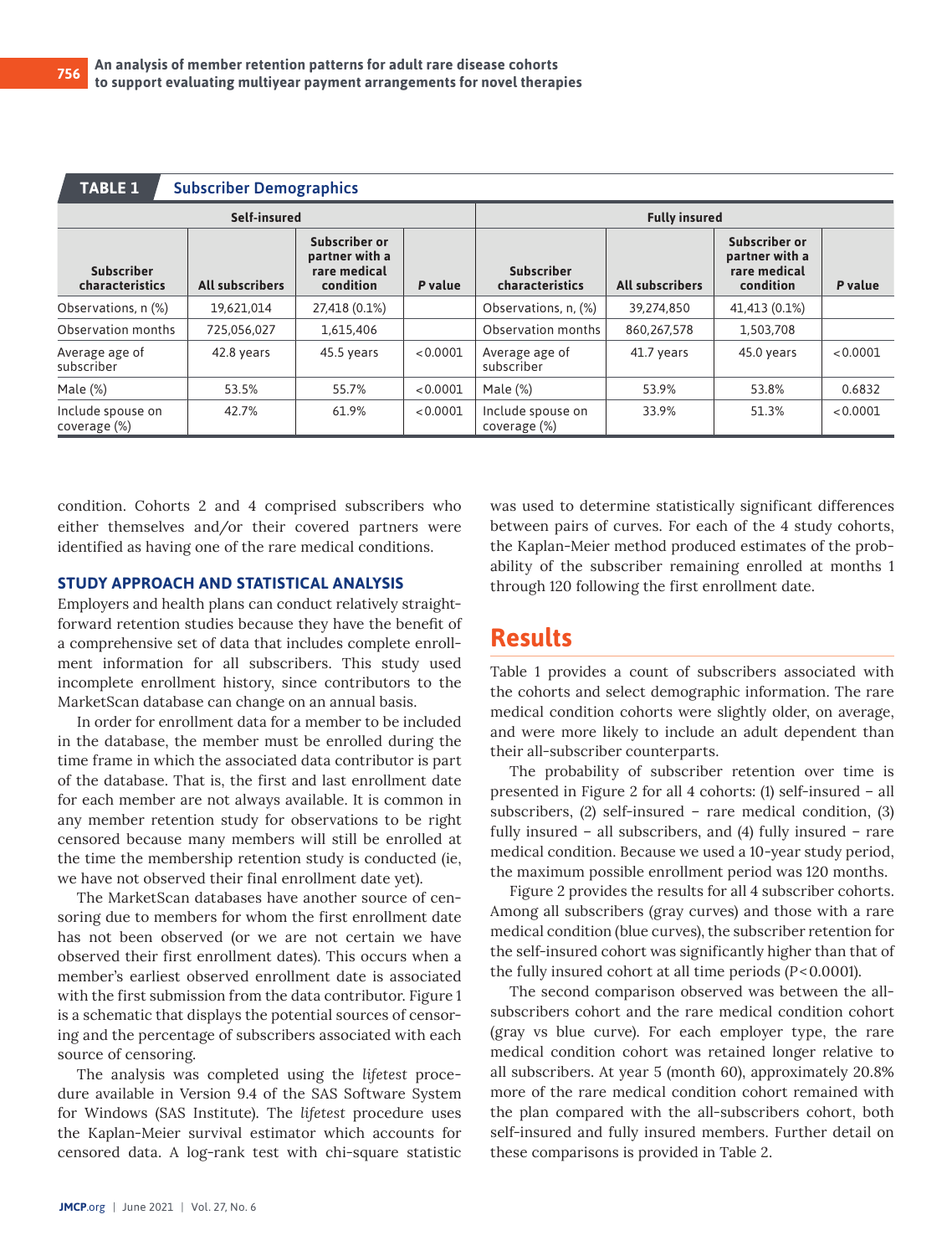**TABLE 1 Subscriber Demographics**

| Self-insured | | | | Fully insured | | | |
|---|---|---|---|---|---|---|---|
| Subscriber characteristics | All subscribers | Subscriber or partner with a rare medical condition | *P* value | Subscriber characteristics | All subscribers | Subscriber or partner with a rare medical condition | *P* value |
| Observations, n (%) | 19,621,014 | 27,418 (0.1%) | | Observations, n, (%) | 39,274,850 | 41,413 (0.1%) | |
| Observation months | 725,056,027 | 1,615,406 | | Observation months | 860,267,578 | 1,503,708 | |
| Average age of subscriber | 42.8 years | 45.5 years | <0.0001 | Average age of subscriber | 41.7 years | 45.0 years | <0.0001 |
| Male (%) | 53.5% | 55.7% | <0.0001 | Male (%) | 53.9% | 53.8% | 0.6832 |
| Include spouse on coverage (%) | 42.7% | 61.9% | <0.0001 | Include spouse on coverage (%) | 33.9% | 51.3% | <0.0001 |

condition. Cohorts 2 and 4 comprised subscribers who either themselves and/or their covered partners were identified as having one of the rare medical conditions.

### STUDY APPROACH AND STATISTICAL ANALYSIS

Employers and health plans can conduct relatively straightforward retention studies because they have the benefit of a comprehensive set of data that includes complete enrollment information for all subscribers. This study used incomplete enrollment history, since contributors to the MarketScan database can change on an annual basis.

In order for enrollment data for a member to be included in the database, the member must be enrolled during the time frame in which the associated data contributor is part of the database. That is, the first and last enrollment date for each member are not always available. It is common in any member retention study for observations to be right censored because many members will still be enrolled at the time the membership retention study is conducted (ie, we have not observed their final enrollment date yet).

The MarketScan databases have another source of censoring due to members for whom the first enrollment date has not been observed (or we are not certain we have observed their first enrollment dates). This occurs when a member's earliest observed enrollment date is associated with the first submission from the data contributor. Figure 1 is a schematic that displays the potential sources of censoring and the percentage of subscribers associated with each source of censoring.

The analysis was completed using the *lifetest* procedure available in Version 9.4 of the SAS Software System for Windows (SAS Institute). The *lifetest* procedure uses the Kaplan-Meier survival estimator which accounts for censored data. A log-rank test with chi-square statistic was used to determine statistically significant differences between pairs of curves. For each of the 4 study cohorts, the Kaplan-Meier method produced estimates of the probability of the subscriber remaining enrolled at months 1 through 120 following the first enrollment date.

## Results

Table 1 provides a count of subscribers associated with the cohorts and select demographic information. The rare medical condition cohorts were slightly older, on average, and were more likely to include an adult dependent than their all-subscriber counterparts.

The probability of subscriber retention over time is presented in Figure 2 for all 4 cohorts: (1) self-insured – all subscribers, (2) self-insured – rare medical condition, (3) fully insured – all subscribers, and (4) fully insured – rare medical condition. Because we used a 10-year study period, the maximum possible enrollment period was 120 months.

Figure 2 provides the results for all 4 subscriber cohorts. Among all subscribers (gray curves) and those with a rare medical condition (blue curves), the subscriber retention for the self-insured cohort was significantly higher than that of the fully insured cohort at all time periods ($P < 0.0001$).

The second comparison observed was between the all-subscribers cohort and the rare medical condition cohort (gray vs blue curve). For each employer type, the rare medical condition cohort was retained longer relative to all subscribers. At year 5 (month 60), approximately 20.8% more of the rare medical condition cohort remained with the plan compared with the all-subscribers cohort, both self-insured and fully insured members. Further detail on these comparisons is provided in Table 2.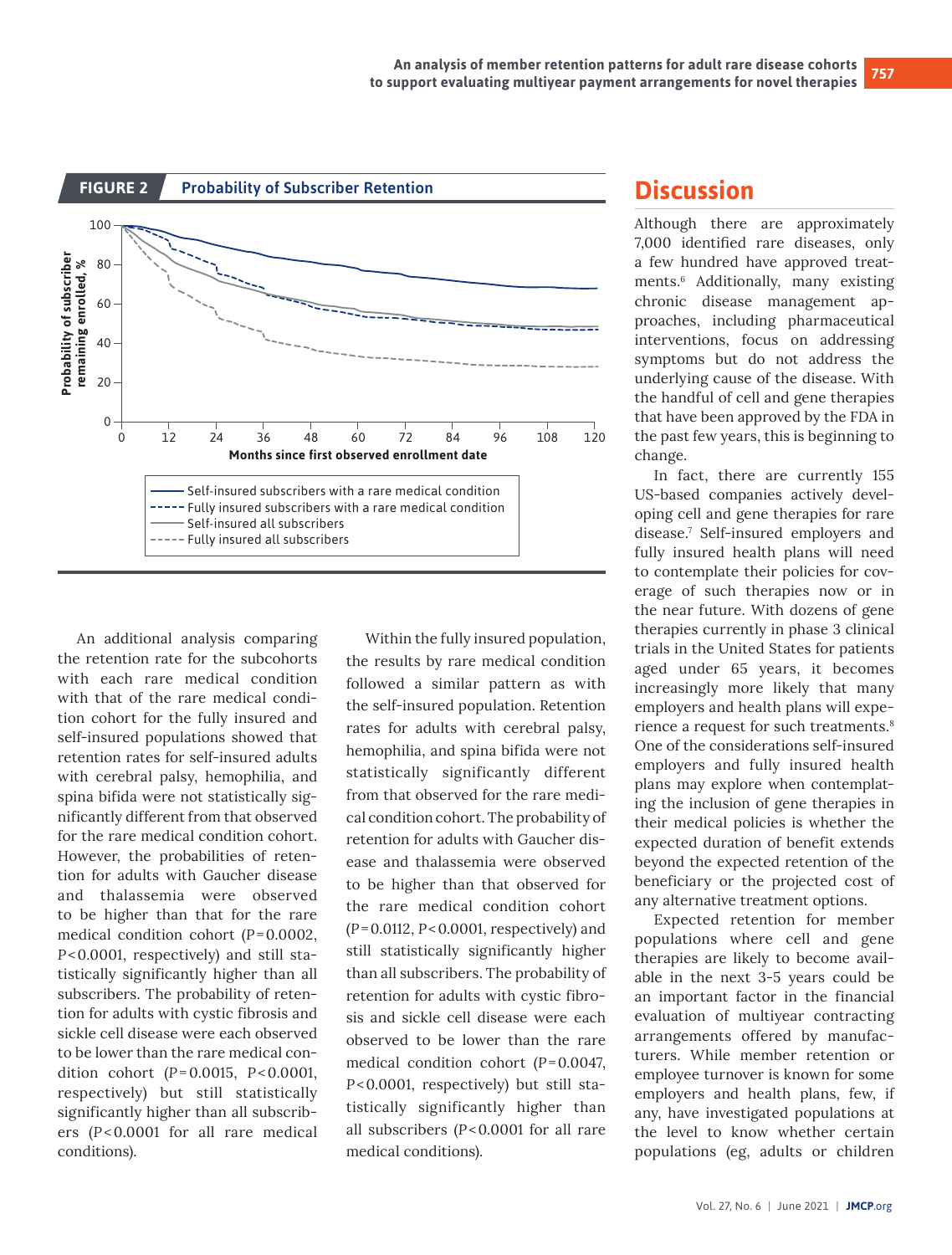**FIGURE 2 Probability of Subscriber Retention**

Probability of subscriber remaining enrolled, %

Months since first observed enrollment date

- Self-insured subscribers with a rare medical condition
- Fully insured subscribers with a rare medical condition
- Self-insured all subscribers
- Fully insured all subscribers

An additional analysis comparing the retention rate for the subcohorts with each rare medical condition with that of the rare medical condition cohort for the fully insured and self-insured populations showed that retention rates for self-insured adults with cerebral palsy, hemophilia, and spina bifida were not statistically significantly different from that observed for the rare medical condition cohort. However, the probabilities of retention for adults with Gaucher disease and thalassemia were observed to be higher than that for the rare medical condition cohort ($P = 0.0002$, $P < 0.0001$, respectively) and still statistically significantly higher than all subscribers. The probability of retention for adults with cystic fibrosis and sickle cell disease were each observed to be lower than the rare medical condition cohort ($P = 0.0015$, $P < 0.0001$, respectively) but still statistically significantly higher than all subscribers ($P < 0.0001$ for all rare medical conditions).

Within the fully insured population, the results by rare medical condition followed a similar pattern as with the self-insured population. Retention rates for adults with cerebral palsy, hemophilia, and spina bifida were not statistically significantly different from that observed for the rare medical condition cohort. The probability of retention for adults with Gaucher disease and thalassemia were observed to be higher than that observed for the rare medical condition cohort ($P = 0.0112$, $P < 0.0001$, respectively) and still statistically significantly higher than all subscribers. The probability of retention for adults with cystic fibrosis and sickle cell disease were each observed to be lower than the rare medical condition cohort ($P = 0.0047$, $P < 0.0001$, respectively) but still statistically significantly higher than all subscribers ($P < 0.0001$ for all rare medical conditions).

## Discussion

Although there are approximately 7,000 identified rare diseases, only a few hundred have approved treatments.[6] Additionally, many existing chronic disease management approaches, including pharmaceutical interventions, focus on addressing symptoms but do not address the underlying cause of the disease. With the handful of cell and gene therapies that have been approved by the FDA in the past few years, this is beginning to change.

In fact, there are currently 155 US-based companies actively developing cell and gene therapies for rare disease.[7] Self-insured employers and fully insured health plans will need to contemplate their policies for coverage of such therapies now or in the near future. With dozens of gene therapies currently in phase 3 clinical trials in the United States for patients aged under 65 years, it becomes increasingly more likely that many employers and health plans will experience a request for such treatments.[8] One of the considerations self-insured employers and fully insured health plans may explore when contemplating the inclusion of gene therapies in their medical policies is whether the expected duration of benefit extends beyond the expected retention of the beneficiary or the projected cost of any alternative treatment options.

Expected retention for member populations where cell and gene therapies are likely to become available in the next 3-5 years could be an important factor in the financial evaluation of multiyear contracting arrangements offered by manufacturers. While member retention or employee turnover is known for some employers and health plans, few, if any, have investigated populations at the level to know whether certain populations (eg, adults or children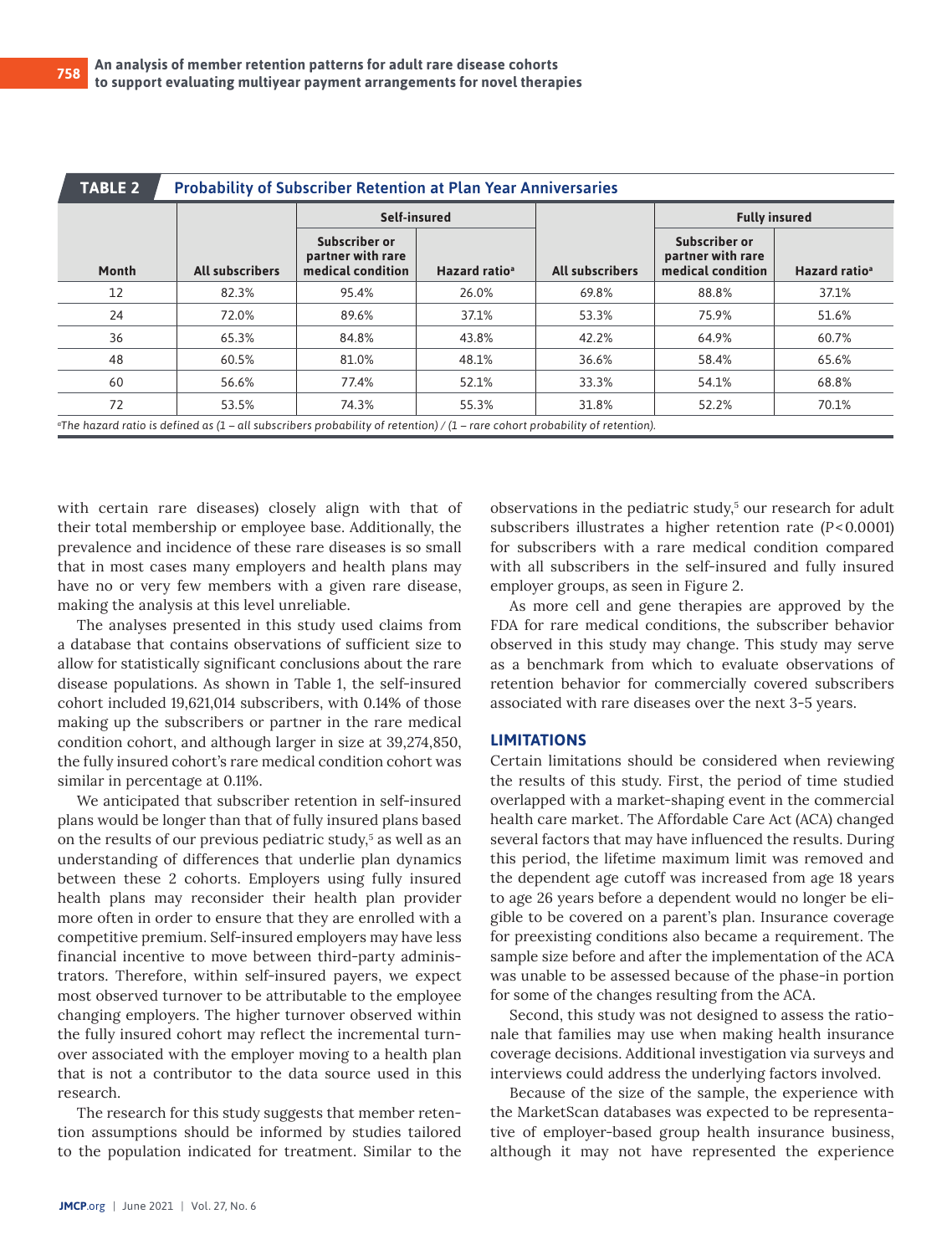**TABLE 2 Probability of Subscriber Retention at Plan Year Anniversaries**

| Month | Self-insured | | | Fully insured | | |
|---|---|---|---|---|---|---|
| | All subscribers | Subscriber or partner with rare medical condition | Hazard ratio[a] | All subscribers | Subscriber or partner with rare medical condition | Hazard ratio[a] |
| 12 | 82.3% | 95.4% | 26.0% | 69.8% | 88.8% | 37.1% |
| 24 | 72.0% | 89.6% | 37.1% | 53.3% | 75.9% | 51.6% |
| 36 | 65.3% | 84.8% | 43.8% | 42.2% | 64.9% | 60.7% |
| 48 | 60.5% | 81.0% | 48.1% | 36.6% | 58.4% | 65.6% |
| 60 | 56.6% | 77.4% | 52.1% | 33.3% | 54.1% | 68.8% |
| 72 | 53.5% | 74.3% | 55.3% | 31.8% | 52.2% | 70.1% |

[a]*The hazard ratio is defined as (1 – all subscribers probability of retention) / (1 – rare cohort probability of retention).*

with certain rare diseases) closely align with that of their total membership or employee base. Additionally, the prevalence and incidence of these rare diseases is so small that in most cases many employers and health plans may have no or very few members with a given rare disease, making the analysis at this level unreliable.

The analyses presented in this study used claims from a database that contains observations of sufficient size to allow for statistically significant conclusions about the rare disease populations. As shown in Table 1, the self-insured cohort included 19,621,014 subscribers, with 0.14% of those making up the subscribers or partner in the rare medical condition cohort, and although larger in size at 39,274,850, the fully insured cohort's rare medical condition cohort was similar in percentage at 0.11%.

We anticipated that subscriber retention in self-insured plans would be longer than that of fully insured plans based on the results of our previous pediatric study,[5] as well as an understanding of differences that underlie plan dynamics between these 2 cohorts. Employers using fully insured health plans may reconsider their health plan provider more often in order to ensure that they are enrolled with a competitive premium. Self-insured employers may have less financial incentive to move between third-party administrators. Therefore, within self-insured payers, we expect most observed turnover to be attributable to the employee changing employers. The higher turnover observed within the fully insured cohort may reflect the incremental turnover associated with the employer moving to a health plan that is not a contributor to the data source used in this research.

The research for this study suggests that member retention assumptions should be informed by studies tailored to the population indicated for treatment. Similar to the observations in the pediatric study,[5] our research for adult subscribers illustrates a higher retention rate ($P < 0.0001$) for subscribers with a rare medical condition compared with all subscribers in the self-insured and fully insured employer groups, as seen in Figure 2.

As more cell and gene therapies are approved by the FDA for rare medical conditions, the subscriber behavior observed in this study may change. This study may serve as a benchmark from which to evaluate observations of retention behavior for commercially covered subscribers associated with rare diseases over the next 3-5 years.

## LIMITATIONS

Certain limitations should be considered when reviewing the results of this study. First, the period of time studied overlapped with a market-shaping event in the commercial health care market. The Affordable Care Act (ACA) changed several factors that may have influenced the results. During this period, the lifetime maximum limit was removed and the dependent age cutoff was increased from age 18 years to age 26 years before a dependent would no longer be eligible to be covered on a parent's plan. Insurance coverage for preexisting conditions also became a requirement. The sample size before and after the implementation of the ACA was unable to be assessed because of the phase-in portion for some of the changes resulting from the ACA.

Second, this study was not designed to assess the rationale that families may use when making health insurance coverage decisions. Additional investigation via surveys and interviews could address the underlying factors involved.

Because of the size of the sample, the experience with the MarketScan databases was expected to be representative of employer-based group health insurance business, although it may not have represented the experience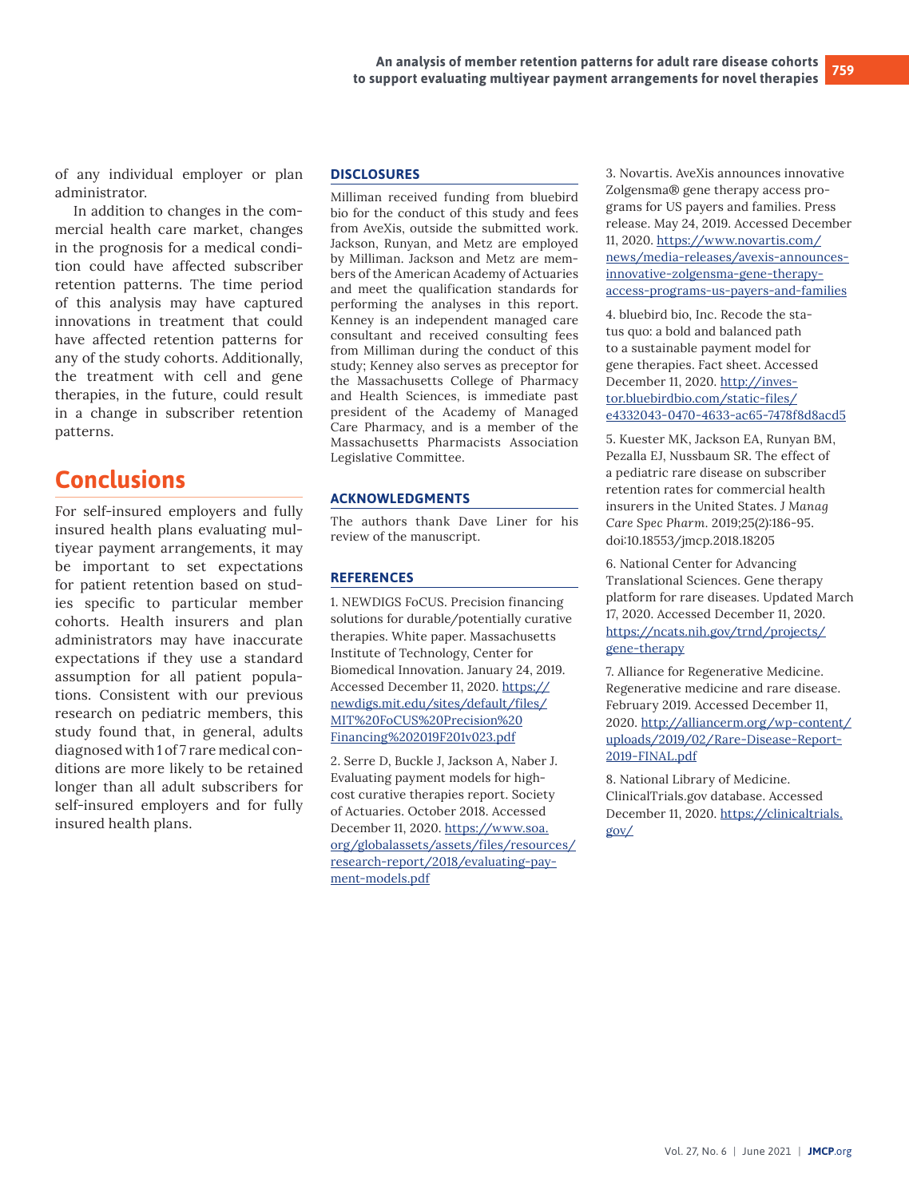of any individual employer or plan administrator.

In addition to changes in the commercial health care market, changes in the prognosis for a medical condition could have affected subscriber retention patterns. The time period of this analysis may have captured innovations in treatment that could have affected retention patterns for any of the study cohorts. Additionally, the treatment with cell and gene therapies, in the future, could result in a change in subscriber retention patterns.

## Conclusions

For self-insured employers and fully insured health plans evaluating multiyear payment arrangements, it may be important to set expectations for patient retention based on studies specific to particular member cohorts. Health insurers and plan administrators may have inaccurate expectations if they use a standard assumption for all patient populations. Consistent with our previous research on pediatric members, this study found that, in general, adults diagnosed with 1 of 7 rare medical conditions are more likely to be retained longer than all adult subscribers for self-insured employers and for fully insured health plans.

### DISCLOSURES

Milliman received funding from bluebird bio for the conduct of this study and fees from AveXis, outside the submitted work. Jackson, Runyan, and Metz are employed by Milliman. Jackson and Metz are members of the American Academy of Actuaries and meet the qualification standards for performing the analyses in this report. Kenney is an independent managed care consultant and received consulting fees from Milliman during the conduct of this study; Kenney also serves as preceptor for the Massachusetts College of Pharmacy and Health Sciences, is immediate past president of the Academy of Managed Care Pharmacy, and is a member of the Massachusetts Pharmacists Association Legislative Committee.

### ACKNOWLEDGMENTS

The authors thank Dave Liner for his review of the manuscript.

### REFERENCES

1. NEWDIGS FoCUS. Precision financing solutions for durable/potentially curative therapies. White paper. Massachusetts Institute of Technology, Center for Biomedical Innovation. January 24, 2019. Accessed December 11, 2020. https://newdigs.mit.edu/sites/default/files/MIT%20FoCUS%20Precision%20Financing%202019F201v023.pdf

2. Serre D, Buckle J, Jackson A, Naber J. Evaluating payment models for high-cost curative therapies report. Society of Actuaries. October 2018. Accessed December 11, 2020. https://www.soa.org/globalassets/assets/files/resources/research-report/2018/evaluating-payment-models.pdf

3. Novartis. AveXis announces innovative Zolgensma® gene therapy access programs for US payers and families. Press release. May 24, 2019. Accessed December 11, 2020. https://www.novartis.com/news/media-releases/avexis-announces-innovative-zolgensma-gene-therapy-access-programs-us-payers-and-families

4. bluebird bio, Inc. Recode the status quo: a bold and balanced path to a sustainable payment model for gene therapies. Fact sheet. Accessed December 11, 2020. http://investor.bluebirdbio.com/static-files/e4332043-0470-4633-ac65-7478f8d8acd5

5. Kuester MK, Jackson EA, Runyan BM, Pezalla EJ, Nussbaum SR. The effect of a pediatric rare disease on subscriber retention rates for commercial health insurers in the United States. *J Manag Care Spec Pharm.* 2019;25(2):186-95. doi:10.18553/jmcp.2018.18205

6. National Center for Advancing Translational Sciences. Gene therapy platform for rare diseases. Updated March 17, 2020. Accessed December 11, 2020. https://ncats.nih.gov/trnd/projects/gene-therapy

7. Alliance for Regenerative Medicine. Regenerative medicine and rare disease. February 2019. Accessed December 11, 2020. http://alliancerm.org/wp-content/uploads/2019/02/Rare-Disease-Report-2019-FINAL.pdf

8. National Library of Medicine. ClinicalTrials.gov database. Accessed December 11, 2020. https://clinicaltrials.gov/